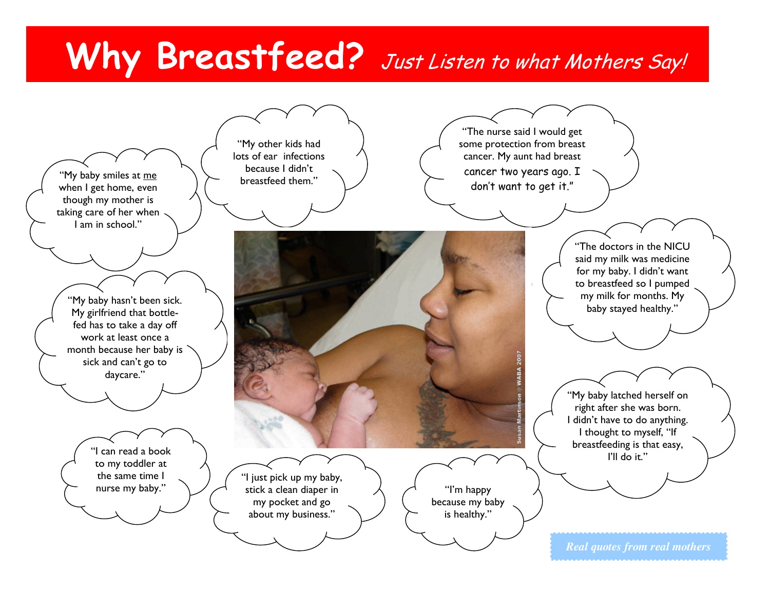# Why Breastfeed? *Just Listen to what Mothers Say!*

"My baby smiles at <u>me</u> when I get home, even though my mother is taking care of her when I am in school."

"My other kids had lots of ear infections because I didn't breastfeed them."

"The nurse said I would get some protection from breast cancer. My aunt had breast cancer two years ago. I don't want to get it."

"My baby hasn't been sick. My girlfriend that bottle-fed has to take a day off work at least once a month because her baby is sick and can't go to daycare."

"The doctors in the NICU said my milk was medicine for my baby. I didn't want to breastfeed so I pumped my milk for months. My baby stayed healthy."

Susan Martinson © WABA 2007

"My baby latched herself on right after she was born. I didn't have to do anything. I thought to myself, "If breastfeeding is that easy, I'll do it."

"I can read a book to my toddler at the same time I nurse my baby."

"I just pick up my baby, stick a clean diaper in my pocket and go about my business."

"I'm happy because my baby is healthy."

*Real quotes from real mothers*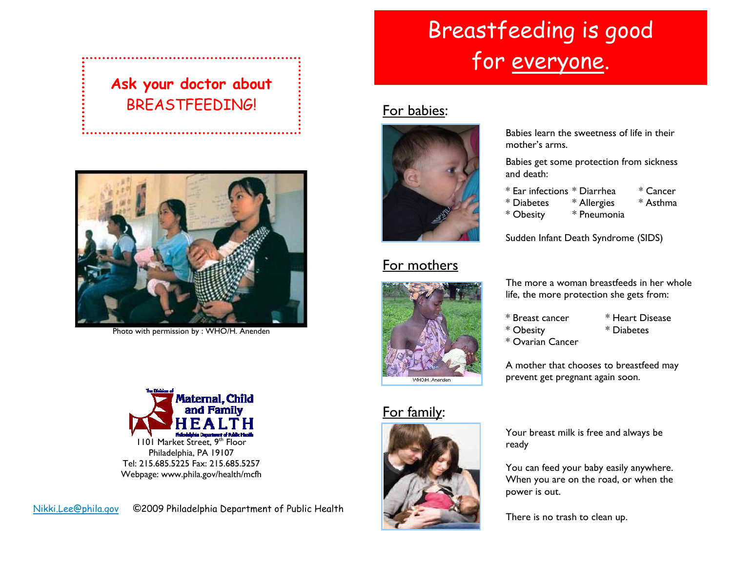**Ask your doctor about BREASTFEEDING!**

Photo with permission by : WHO/H. Anenden

The Division of Maternal, Child and Family HEALTH
Philadelphia Department of Public Health

1101 Market Street, 9th Floor
Philadelphia, PA 19107
Tel: 215.685.5225 Fax: 215.685.5257
Webpage: www.phila.gov/health/mcfh

Nikki.Lee@phila.gov ©2009 Philadelphia Department of Public Health

# Breastfeeding is good for everyone.

## For babies:

Babies learn the sweetness of life in their mother's arms.

Babies get some protection from sickness and death:

* Ear infections
* Diabetes
* Obesity
* Diarrhea
* Allergies
* Pneumonia
* Cancer
* Asthma

Sudden Infant Death Syndrome (SIDS)

## For mothers

WHO/H. Anenden

The more a woman breastfeeds in her whole life, the more protection she gets from:

* Breast cancer
* Obesity
* Ovarian Cancer
* Heart Disease
* Diabetes

A mother that chooses to breastfeed may prevent get pregnant again soon.

## For family:

Your breast milk is free and always be ready

You can feed your baby easily anywhere. When you are on the road, or when the power is out.

There is no trash to clean up.